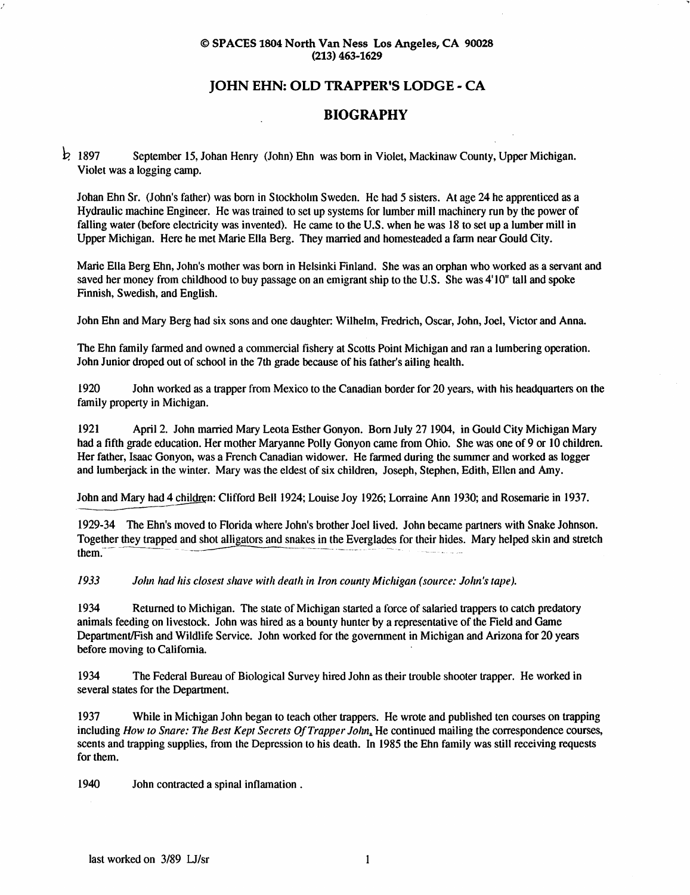© SPACES 1804 North Van Ness Los Angeles, CA 90028
(213) 463-1629

# JOHN EHN: OLD TRAPPER'S LODGE - CA

## BIOGRAPHY

1897 September 15, Johan Henry (John) Ehn was born in Violet, Mackinaw County, Upper Michigan. Violet was a logging camp.

Johan Ehn Sr. (John's father) was born in Stockholm Sweden. He had 5 sisters. At age 24 he apprenticed as a Hydraulic machine Engineer. He was trained to set up systems for lumber mill machinery run by the power of falling water (before electricity was invented). He came to the U.S. when he was 18 to set up a lumber mill in Upper Michigan. Here he met Marie Ella Berg. They married and homesteaded a farm near Gould City.

Marie Ella Berg Ehn, John's mother was born in Helsinki Finland. She was an orphan who worked as a servant and saved her money from childhood to buy passage on an emigrant ship to the U.S. She was 4'10" tall and spoke Finnish, Swedish, and English.

John Ehn and Mary Berg had six sons and one daughter: Wilhelm, Fredrich, Oscar, John, Joel, Victor and Anna.

The Ehn family farmed and owned a commercial fishery at Scotts Point Michigan and ran a lumbering operation. John Junior droped out of school in the 7th grade because of his father's ailing health.

1920 John worked as a trapper from Mexico to the Canadian border for 20 years, with his headquarters on the family property in Michigan.

1921 April 2. John married Mary Leota Esther Gonyon. Born July 27 1904, in Gould City Michigan Mary had a fifth grade education. Her mother Maryanne Polly Gonyon came from Ohio. She was one of 9 or 10 children. Her father, Isaac Gonyon, was a French Canadian widower. He farmed during the summer and worked as logger and lumberjack in the winter. Mary was the eldest of six children, Joseph, Stephen, Edith, Ellen and Amy.

John and Mary had 4 children: Clifford Bell 1924; Louise Joy 1926; Lorraine Ann 1930; and Rosemarie in 1937.

1929-34 The Ehn's moved to Florida where John's brother Joel lived. John became partners with Snake Johnson. Together they trapped and shot alligators and snakes in the Everglades for their hides. Mary helped skin and stretch them.

*1933 John had his closest shave with death in Iron county Michigan (source: John's tape).*

1934 Returned to Michigan. The state of Michigan started a force of salaried trappers to catch predatory animals feeding on livestock. John was hired as a bounty hunter by a representative of the Field and Game Department/Fish and Wildlife Service. John worked for the government in Michigan and Arizona for 20 years before moving to California.

1934 The Federal Bureau of Biological Survey hired John as their trouble shooter trapper. He worked in several states for the Department.

1937 While in Michigan John began to teach other trappers. He wrote and published ten courses on trapping including *How to Snare: The Best Kept Secrets Of Trapper John*. He continued mailing the correspondence courses, scents and trapping supplies, from the Depression to his death. In 1985 the Ehn family was still receiving requests for them.

1940 John contracted a spinal inflamation .

last worked on 3/89 LJ/sr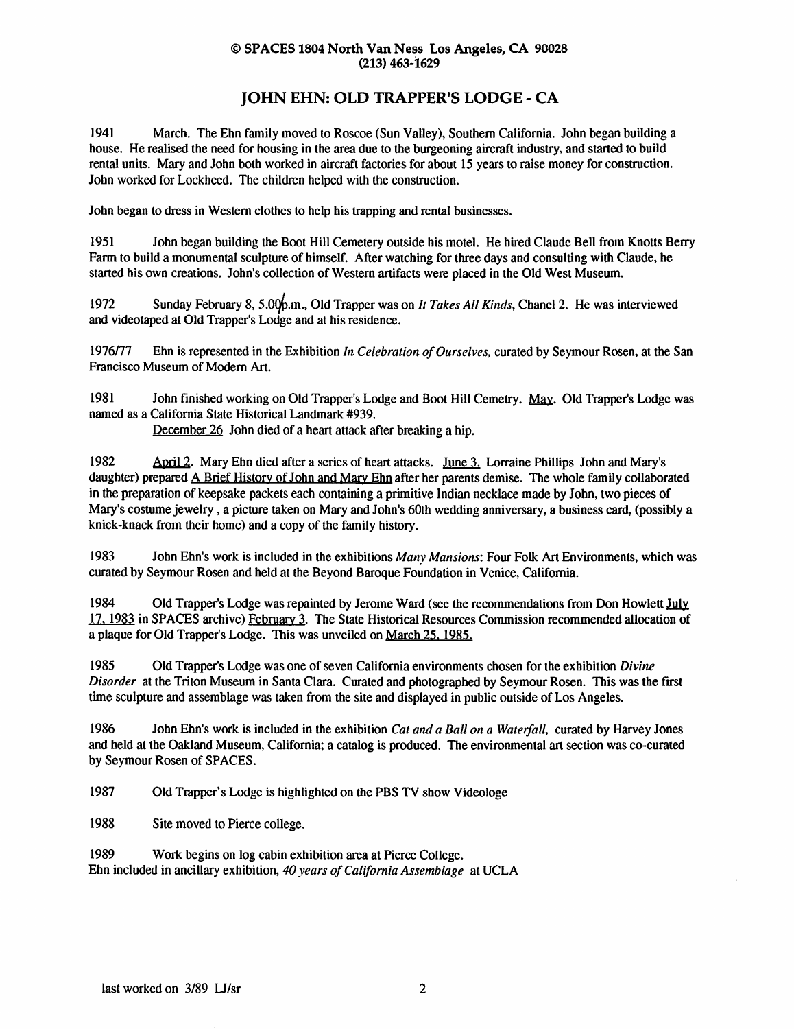© SPACES 1804 North Van Ness Los Angeles, CA 90028
(213) 463-1629

# JOHN EHN: OLD TRAPPER'S LODGE - CA

1941 March. The Ehn family moved to Roscoe (Sun Valley), Southern California. John began building a house. He realised the need for housing in the area due to the burgeoning aircraft industry, and started to build rental units. Mary and John both worked in aircraft factories for about 15 years to raise money for construction. John worked for Lockheed. The children helped with the construction.

John began to dress in Western clothes to help his trapping and rental businesses.

1951 John began building the Boot Hill Cemetery outside his motel. He hired Claude Bell from Knotts Berry Farm to build a monumental sculpture of himself. After watching for three days and consulting with Claude, he started his own creations. John's collection of Western artifacts were placed in the Old West Museum.

1972 Sunday February 8, 5.00p.m., Old Trapper was on *It Takes All Kinds*, Chanel 2. He was interviewed and videotaped at Old Trapper's Lodge and at his residence.

1976/77 Ehn is represented in the Exhibition *In Celebration of Ourselves*, curated by Seymour Rosen, at the San Francisco Museum of Modern Art.

1981 John finished working on Old Trapper's Lodge and Boot Hill Cemetry. <u>May</u>. Old Trapper's Lodge was named as a California State Historical Landmark #939.
<u>December 26</u> John died of a heart attack after breaking a hip.

1982 <u>April 2</u>. Mary Ehn died after a series of heart attacks. <u>June 3.</u> Lorraine Phillips John and Mary's daughter) prepared <u>A Brief History of John and Mary Ehn</u> after her parents demise. The whole family collaborated in the preparation of keepsake packets each containing a primitive Indian necklace made by John, two pieces of Mary's costume jewelry , a picture taken on Mary and John's 60th wedding anniversary, a business card, (possibly a knick-knack from their home) and a copy of the family history.

1983 John Ehn's work is included in the exhibitions *Many Mansions*: Four Folk Art Environments, which was curated by Seymour Rosen and held at the Beyond Baroque Foundation in Venice, California.

1984 Old Trapper's Lodge was repainted by Jerome Ward (see the recommendations from Don Howlett <u>July 17, 1983</u> in SPACES archive) <u>February 3</u>. The State Historical Resources Commission recommended allocation of a plaque for Old Trapper's Lodge. This was unveiled on <u>March 25, 1985.</u>

1985 Old Trapper's Lodge was one of seven California environments chosen for the exhibition *Divine Disorder* at the Triton Museum in Santa Clara. Curated and photographed by Seymour Rosen. This was the first time sculpture and assemblage was taken from the site and displayed in public outside of Los Angeles.

1986 John Ehn's work is included in the exhibition *Cat and a Ball on a Waterfall*, curated by Harvey Jones and held at the Oakland Museum, California; a catalog is produced. The environmental art section was co-curated by Seymour Rosen of SPACES.

1987 Old Trapper's Lodge is highlighted on the PBS TV show Videologe

1988 Site moved to Pierce college.

1989 Work begins on log cabin exhibition area at Pierce College.
Ehn included in ancillary exhibition, *40 years of California Assemblage* at UCLA

last worked on 3/89 LJ/sr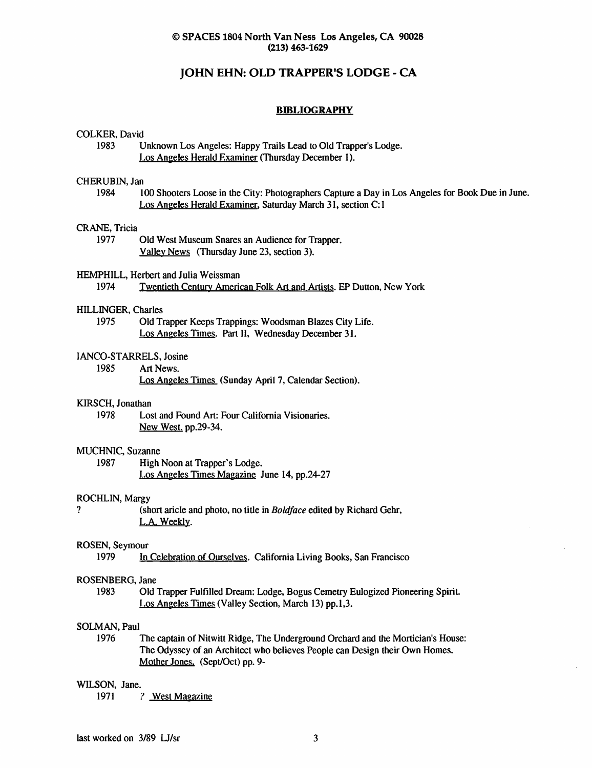© SPACES 1804 North Van Ness Los Angeles, CA 90028
(213) 463-1629

# JOHN EHN: OLD TRAPPER'S LODGE - CA

## BIBLIOGRAPHY

COLKER, David
1983 Unknown Los Angeles: Happy Trails Lead to Old Trapper's Lodge.
Los Angeles Herald Examiner (Thursday December 1).

CHERUBIN, Jan
1984 100 Shooters Loose in the City: Photographers Capture a Day in Los Angeles for Book Due in June.
Los Angeles Herald Examiner, Saturday March 31, section C:1

CRANE, Tricia
1977 Old West Museum Snares an Audience for Trapper.
Valley News (Thursday June 23, section 3).

HEMPHILL, Herbert and Julia Weissman
1974 Twentieth Century American Folk Art and Artists. EP Dutton, New York

HILLINGER, Charles
1975 Old Trapper Keeps Trappings: Woodsman Blazes City Life.
Los Angeles Times. Part II, Wednesday December 31.

IANCO-STARRELS, Josine
1985 Art News.
Los Angeles Times (Sunday April 7, Calendar Section).

KIRSCH, Jonathan
1978 Lost and Found Art: Four California Visionaries.
New West. pp.29-34.

MUCHNIC, Suzanne
1987 High Noon at Trapper's Lodge.
Los Angeles Times Magazine June 14, pp.24-27

ROCHLIN, Margy
? (short aricle and photo, no title in *Boldface* edited by Richard Gehr,
L.A. Weekly.

ROSEN, Seymour
1979 In Celebration of Ourselves. California Living Books, San Francisco

ROSENBERG, Jane
1983 Old Trapper Fulfilled Dream: Lodge, Bogus Cemetry Eulogized Pioneering Spirit.
Los Angeles Times (Valley Section, March 13) pp.1,3.

SOLMAN, Paul
1976 The captain of Nitwitt Ridge, The Underground Orchard and the Mortician's House:
The Odyssey of an Architect who believes People can Design their Own Homes.
Mother Jones. (Sept/Oct) pp. 9-

WILSON, Jane.
1971 *?* West Magazine

last worked on 3/89 LJ/sr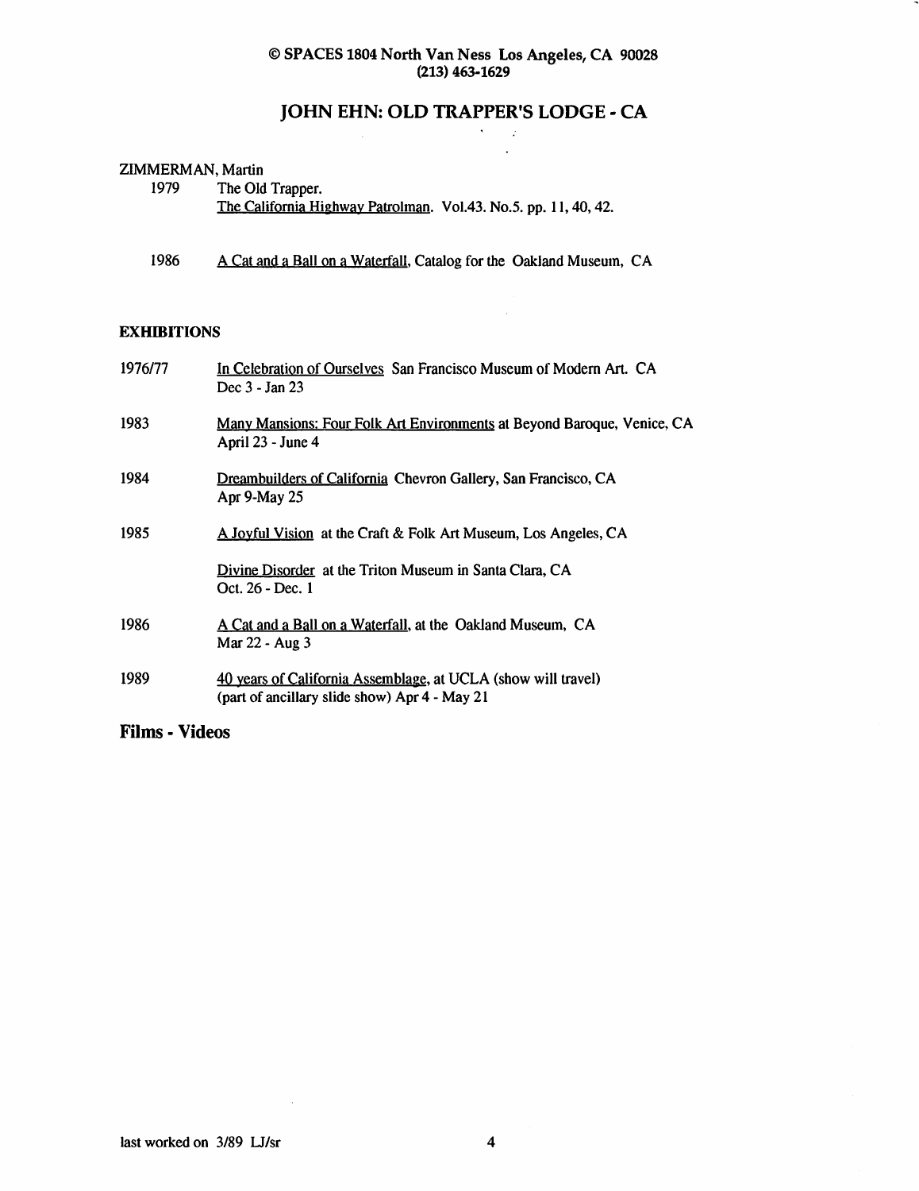© SPACES 1804 North Van Ness Los Angeles, CA 90028
(213) 463-1629

# JOHN EHN: OLD TRAPPER'S LODGE - CA

ZIMMERMAN, Martin

1979 The Old Trapper.
The California Highway Patrolman. Vol.43. No.5. pp. 11, 40, 42.

1986 A Cat and a Ball on a Waterfall, Catalog for the Oakland Museum, CA

**EXHIBITIONS**

1976/77 In Celebration of Ourselves San Francisco Museum of Modern Art. CA
Dec 3 - Jan 23

1983 Many Mansions: Four Folk Art Environments at Beyond Baroque, Venice, CA
April 23 - June 4

1984 Dreambuilders of California Chevron Gallery, San Francisco, CA
Apr 9-May 25

1985 A Joyful Vision at the Craft & Folk Art Museum, Los Angeles, CA

Divine Disorder at the Triton Museum in Santa Clara, CA
Oct. 26 - Dec. 1

1986 A Cat and a Ball on a Waterfall, at the Oakland Museum, CA
Mar 22 - Aug 3

1989 40 years of California Assemblage, at UCLA (show will travel)
(part of ancillary slide show) Apr 4 - May 21

## Films - Videos

last worked on 3/89 LJ/sr